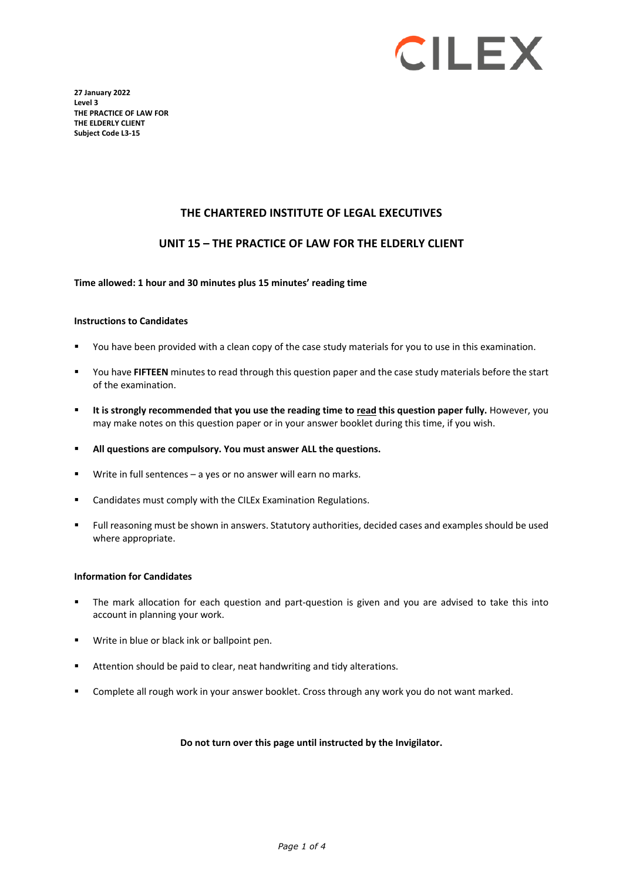CILEX

**27 January 2022**
**Level 3**
**THE PRACTICE OF LAW FOR**
**THE ELDERLY CLIENT**
**Subject Code L3-15**

## THE CHARTERED INSTITUTE OF LEGAL EXECUTIVES

## UNIT 15 – THE PRACTICE OF LAW FOR THE ELDERLY CLIENT

**Time allowed: 1 hour and 30 minutes plus 15 minutes' reading time**

**Instructions to Candidates**

- You have been provided with a clean copy of the case study materials for you to use in this examination.
- You have **FIFTEEN** minutes to read through this question paper and the case study materials before the start of the examination.
- **It is strongly recommended that you use the reading time to read this question paper fully.** However, you may make notes on this question paper or in your answer booklet during this time, if you wish.
- **All questions are compulsory. You must answer ALL the questions.**
- Write in full sentences – a yes or no answer will earn no marks.
- Candidates must comply with the CILEx Examination Regulations.
- Full reasoning must be shown in answers. Statutory authorities, decided cases and examples should be used where appropriate.

**Information for Candidates**

- The mark allocation for each question and part-question is given and you are advised to take this into account in planning your work.
- Write in blue or black ink or ballpoint pen.
- Attention should be paid to clear, neat handwriting and tidy alterations.
- Complete all rough work in your answer booklet. Cross through any work you do not want marked.

**Do not turn over this page until instructed by the Invigilator.**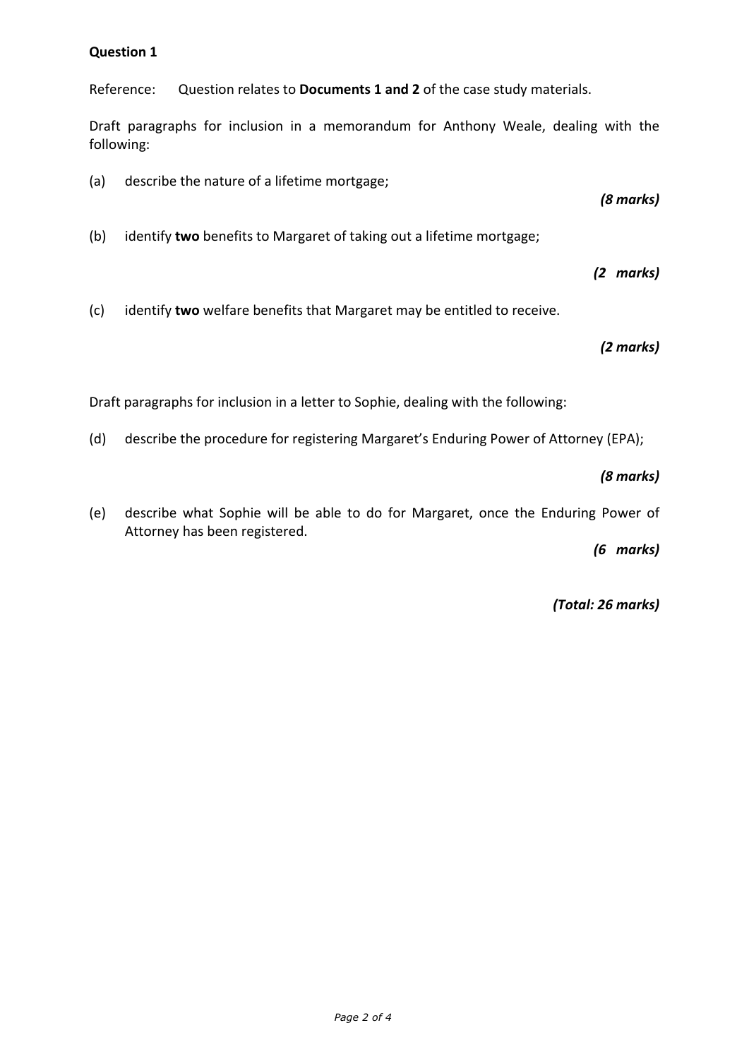**Question 1**

Reference: Question relates to **Documents 1 and 2** of the case study materials.

Draft paragraphs for inclusion in a memorandum for Anthony Weale, dealing with the following:

(a) describe the nature of a lifetime mortgage;

*(8 marks)*

(b) identify **two** benefits to Margaret of taking out a lifetime mortgage;

*(2 marks)*

(c) identify **two** welfare benefits that Margaret may be entitled to receive.

*(2 marks)*

Draft paragraphs for inclusion in a letter to Sophie, dealing with the following:

(d) describe the procedure for registering Margaret's Enduring Power of Attorney (EPA);

*(8 marks)*

(e) describe what Sophie will be able to do for Margaret, once the Enduring Power of Attorney has been registered.

*(6 marks)*

*(Total: 26 marks)*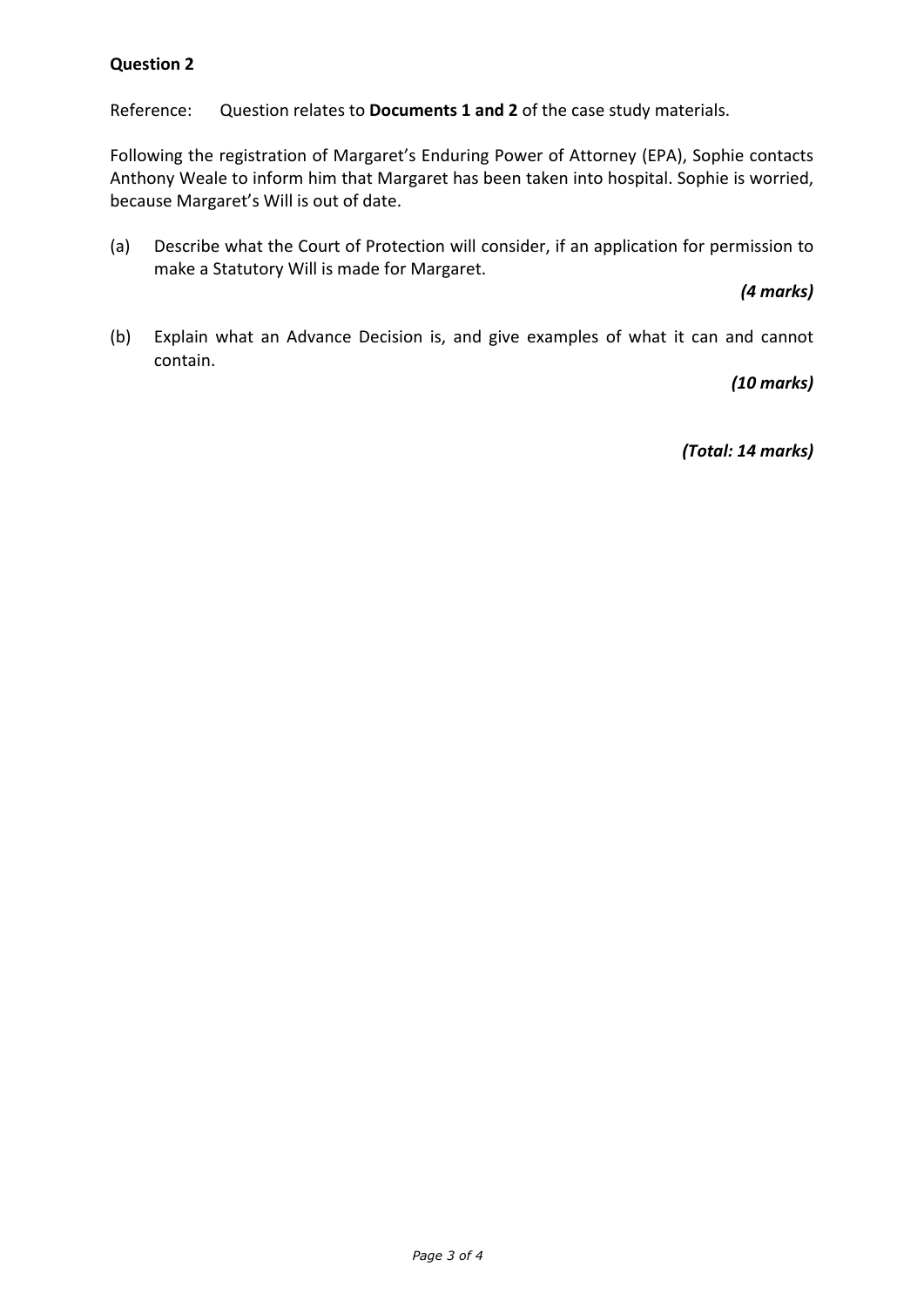**Question 2**

Reference: Question relates to **Documents 1 and 2** of the case study materials.

Following the registration of Margaret's Enduring Power of Attorney (EPA), Sophie contacts Anthony Weale to inform him that Margaret has been taken into hospital. Sophie is worried, because Margaret's Will is out of date.

(a) Describe what the Court of Protection will consider, if an application for permission to make a Statutory Will is made for Margaret.

***(4 marks)***

(b) Explain what an Advance Decision is, and give examples of what it can and cannot contain.

***(10 marks)***

***(Total: 14 marks)***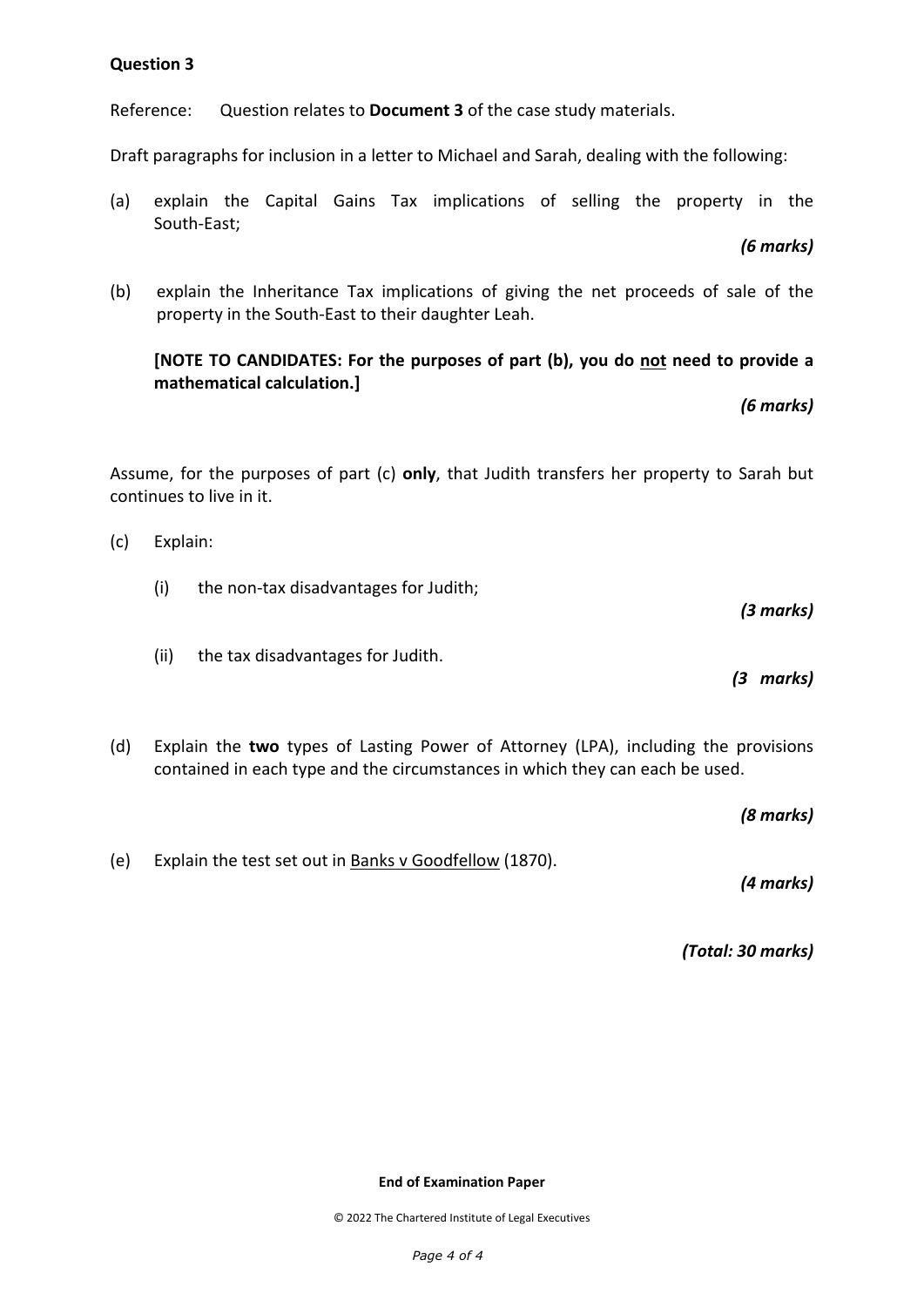**Question 3**

Reference: Question relates to **Document 3** of the case study materials.

Draft paragraphs for inclusion in a letter to Michael and Sarah, dealing with the following:

(a) explain the Capital Gains Tax implications of selling the property in the South-East;

*(6 marks)*

(b) explain the Inheritance Tax implications of giving the net proceeds of sale of the property in the South-East to their daughter Leah.

**[NOTE TO CANDIDATES: For the purposes of part (b), you do not need to provide a mathematical calculation.]**

*(6 marks)*

Assume, for the purposes of part (c) **only**, that Judith transfers her property to Sarah but continues to live in it.

(c) Explain:

(i) the non-tax disadvantages for Judith;

*(3 marks)*

(ii) the tax disadvantages for Judith.

*(3 marks)*

(d) Explain the **two** types of Lasting Power of Attorney (LPA), including the provisions contained in each type and the circumstances in which they can each be used.

*(8 marks)*

(e) Explain the test set out in Banks v Goodfellow (1870).

*(4 marks)*

*(Total: 30 marks)*

**End of Examination Paper**

© 2022 The Chartered Institute of Legal Executives